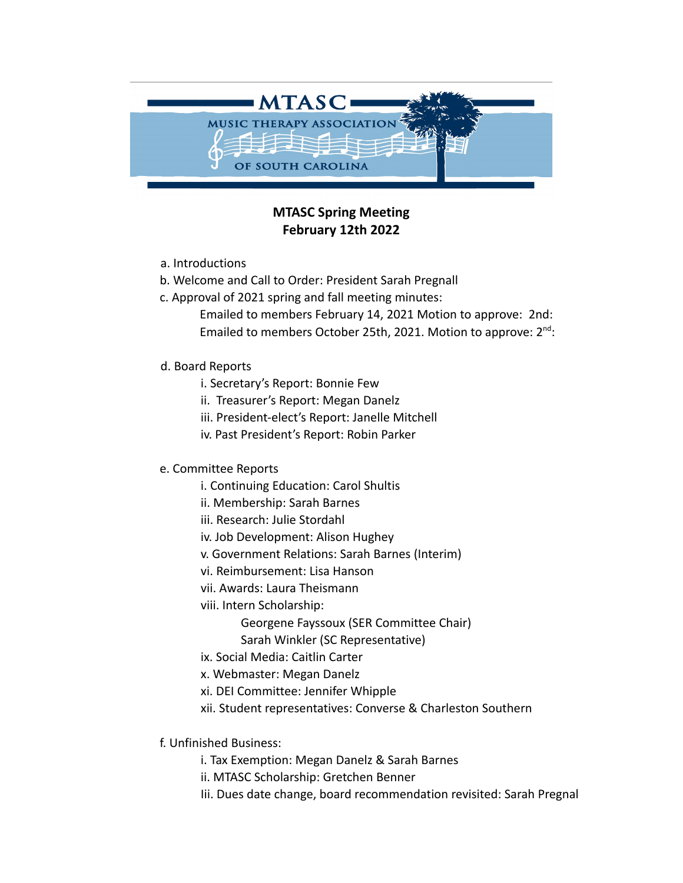MTASC
MUSIC THERAPY ASSOCIATION
OF SOUTH CAROLINA

**MTASC Spring Meeting**
**February 12th 2022**

a. Introductions

b. Welcome and Call to Order: President Sarah Pregnall

c. Approval of 2021 spring and fall meeting minutes:

   Emailed to members February 14, 2021 Motion to approve: 2nd:
   Emailed to members October 25th, 2021. Motion to approve: 2nd:

d. Board Reports

   i. Secretary's Report: Bonnie Few
   ii. Treasurer's Report: Megan Danelz
   iii. President-elect's Report: Janelle Mitchell
   iv. Past President's Report: Robin Parker

e. Committee Reports

   i. Continuing Education: Carol Shultis
   ii. Membership: Sarah Barnes
   iii. Research: Julie Stordahl
   iv. Job Development: Alison Hughey
   v. Government Relations: Sarah Barnes (Interim)
   vi. Reimbursement: Lisa Hanson
   vii. Awards: Laura Theismann
   viii. Intern Scholarship:
      Georgene Fayssoux (SER Committee Chair)
      Sarah Winkler (SC Representative)
   ix. Social Media: Caitlin Carter
   x. Webmaster: Megan Danelz
   xi. DEI Committee: Jennifer Whipple
   xii. Student representatives: Converse & Charleston Southern

f. Unfinished Business:

   i. Tax Exemption: Megan Danelz & Sarah Barnes
   ii. MTASC Scholarship: Gretchen Benner
   Iii. Dues date change, board recommendation revisited: Sarah Pregnal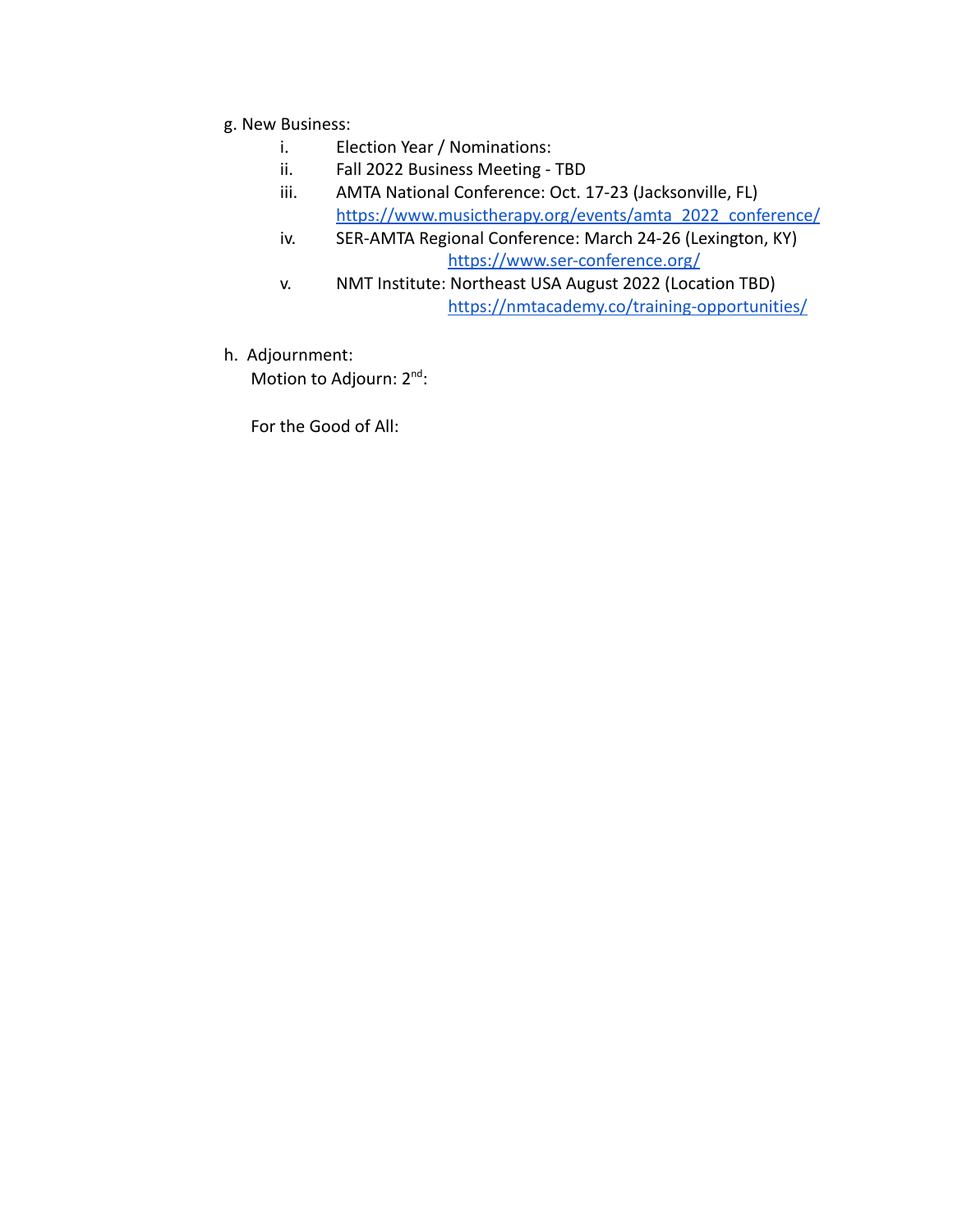g. New Business:

i. Election Year / Nominations:
ii. Fall 2022 Business Meeting - TBD
iii. AMTA National Conference: Oct. 17-23 (Jacksonville, FL)
https://www.musictherapy.org/events/amta_2022_conference/
iv. SER-AMTA Regional Conference: March 24-26 (Lexington, KY)
https://www.ser-conference.org/
v. NMT Institute: Northeast USA August 2022 (Location TBD)
https://nmtacademy.co/training-opportunities/

h. Adjournment:

Motion to Adjourn: 2nd:

For the Good of All: